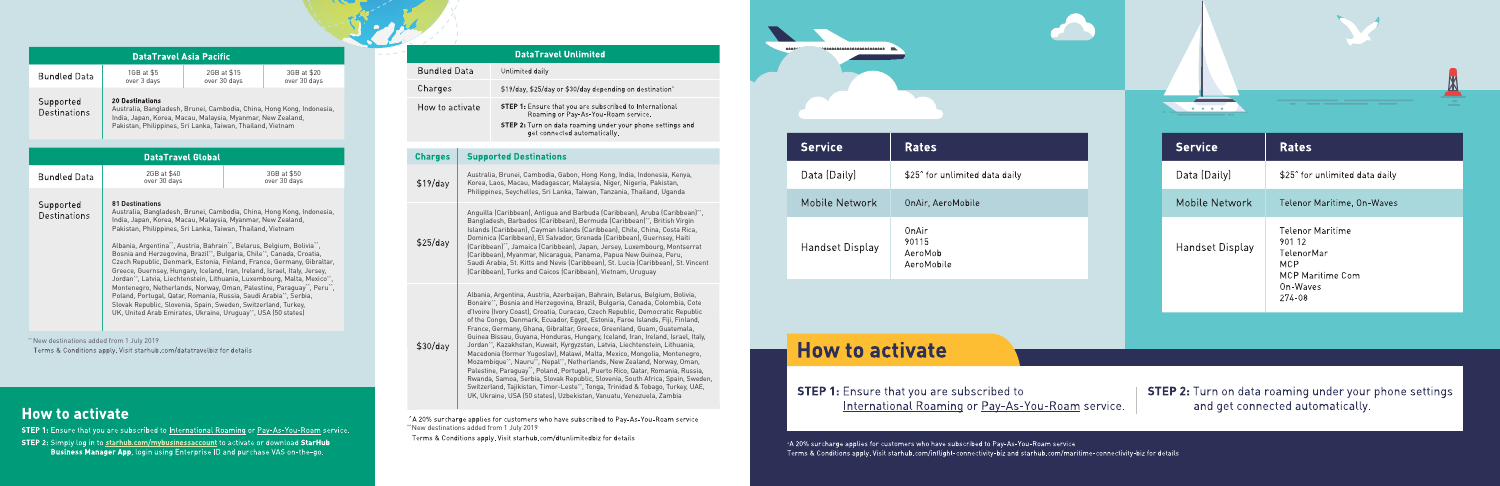## DataTravel Asia Pacific

| Bundled Data | 1GB at $5 over 3 days | 2GB at $15 over 30 days | 3GB at $20 over 30 days |
|---|---|---|---|
| Supported Destinations | **20 Destinations** Australia, Bangladesh, Brunei, Cambodia, China, Hong Kong, Indonesia, India, Japan, Korea, Macau, Malaysia, Myanmar, New Zealand, Pakistan, Philippines, Sri Lanka, Taiwan, Thailand, Vietnam | | |

## DataTravel Global

| Bundled Data | 2GB at $40 over 30 days | 3GB at $50 over 30 days |
|---|---|---|
| Supported Destinations | **81 Destinations** Australia, Bangladesh, Brunei, Cambodia, China, Hong Kong, Indonesia, India, Japan, Korea, Macau, Malaysia, Myanmar, New Zealand, Pakistan, Philippines, Sri Lanka, Taiwan, Thailand, Vietnam<br><br>Albania, Argentina**, Austria, Bahrain**, Belarus, Belgium, Bolivia**, Bosnia and Herzegovina, Brazil**, Bulgaria, Chile**, Canada, Croatia, Czech Republic, Denmark, Estonia, Finland, France, Germany, Gibraltar, Greece, Guernsey, Hungary, Iceland, Iran, Ireland, Israel, Italy, Jersey, Jordan**, Latvia, Liechtenstein, Lithuania, Luxembourg, Malta, Mexico**, Montenegro, Netherlands, Norway, Oman, Palestine, Paraguay**, Peru**, Poland, Portugal, Qatar, Romania, Russia, Saudi Arabia**, Serbia, Slovak Republic, Slovenia, Spain, Sweden, Switzerland, Turkey, UK, United Arab Emirates, Ukraine, Uruguay**, USA (50 states) | |

**New destinations added from 1 July 2019

Terms & Conditions apply. Visit starhub.com/datatravelbiz for details

## How to activate

**STEP 1:** Ensure that you are subscribed to International Roaming or Pay-As-You-Roam service.

**STEP 2:** Simply log in to starhub.com/mybusinessaccount to activate or download **StarHub Business Manager App**, login using Enterprise ID and purchase VAS on-the-go.

## DataTravel Unlimited

| Bundled Data | Unlimited daily |
|---|---|
| Charges | $19/day, $25/day or $30/day depending on destination^ |
| How to activate | **STEP 1:** Ensure that you are subscribed to International Roaming or Pay-As-You-Roam service.<br>**STEP 2:** Turn on data roaming under your phone settings and get connected automatically. |

| Charges | Supported Destinations |
|---|---|
| $19/day | Australia, Brunei, Cambodia, Gabon, Hong Kong, India, Indonesia, Kenya, Korea, Laos, Macau, Madagascar, Malaysia, Niger, Nigeria, Pakistan, Philippines, Seychelles, Sri Lanka, Taiwan, Tanzania, Thailand, Uganda |
| $25/day | Anguilla (Caribbean), Antigua and Barbuda (Caribbean), Aruba (Caribbean)**, Bangladesh, Barbados (Caribbean), Bermuda (Caribbean)**, British Virgin Islands (Caribbean), Cayman Islands (Caribbean), Chile, China, Costa Rica, Dominica (Caribbean), El Salvador, Grenada (Caribbean), Guernsey, Haiti (Caribbean)**, Jamaica (Caribbean), Japan, Jersey, Luxembourg, Montserrat (Caribbean), Myanmar, Nicaragua, Panama, Papua New Guinea, Peru, Saudi Arabia, St. Kitts and Nevis (Caribbean), St. Lucia (Caribbean), St. Vincent (Caribbean), Turks and Caicos (Caribbean), Vietnam, Uruguay |
| $30/day | Albania, Argentina, Austria, Azerbaijan, Bahrain, Belarus, Belgium, Bolivia, Bonaire**, Bosnia and Herzegovina, Brazil, Bulgaria, Canada, Colombia, Cote d'Ivoire (Ivory Coast), Croatia, Curacao, Czech Republic, Democratic Republic of the Congo, Denmark, Ecuador, Egypt, Estonia, Faroe Islands, Fiji, Finland, France, Germany, Ghana, Gibraltar, Greece, Greenland, Guam, Guatemala, Guinea Bissau, Guyana, Honduras, Hungary, Iceland, Ireland, Israel, Italy, Jordan**, Kazakhstan, Kuwait, Kyrgyzstan, Latvia, Liechtenstein, Lithuania, Macedonia (former Yugoslav), Malawi, Malta, Mexico, Mongolia, Montenegro, Mozambique**, Nauru**, Nepal**, Netherlands, New Zealand, Norway, Oman, Palestine, Paraguay**, Poland, Portugal, Puerto Rico, Qatar, Romania, Russia, Rwanda, Samoa, Serbia, Slovak Republic, Slovenia, South Africa, Spain, Sweden, Switzerland, Tajikistan, Timor-Leste**, Tonga, Trinidad & Tobago, Turkey, UAE, UK, Ukraine, USA (50 states), Uzbekistan, Vanuatu, Venezuela, Zambia |

^A 20% surcharge applies for customers who have subscribed to Pay-As-You-Roam service

**New destinations added from 1 July 2019

Terms & Conditions apply. Visit starhub.com/dtunlimitedbiz for details

| Service | Rates |
|---|---|
| Data (Daily) | $25^ for unlimited data daily |
| Mobile Network | OnAir, AeroMobile |
| Handset Display | OnAir<br>90115<br>AeroMob<br>AeroMobile |

| Service | Rates |
|---|---|
| Data (Daily) | $25^ for unlimited data daily |
| Mobile Network | Telenor Maritime, On-Waves |
| Handset Display | Telenor Maritime<br>901 12<br>TelenorMar<br>MCP<br>MCP Maritime Com<br>On-Waves<br>274-08 |

## How to activate

**STEP 1:** Ensure that you are subscribed to International Roaming or Pay-As-You-Roam service.

**STEP 2:** Turn on data roaming under your phone settings and get connected automatically.

^A 20% surcharge applies for customers who have subscribed to Pay-As-You-Roam service

Terms & Conditions apply. Visit starhub.com/inflight-connectivity-biz and starhub.com/maritime-connectivity-biz for details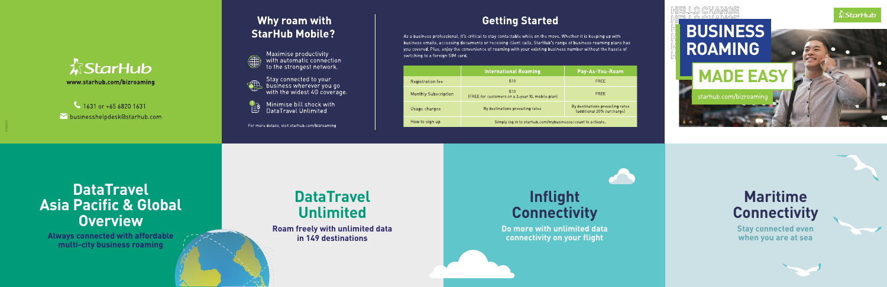StarHub

www.starhub.com/bizroaming

1631 or +65 6820 1631

businesshelpdesk@starhub.com

## Why roam with StarHub Mobile?

- Maximise productivity with automatic connection to the strongest network.
- Stay connected to your business wherever you go with the widest 4G coverage.
- Minimise bill shock with DataTravel Unlimited

For more details, visit starhub.com/bizroaming

## Getting Started

As a business professional, it's critical to stay contactable while on the move. Whether it is keeping up with business emails, accessing documents or receiving client calls, StarHub's range of business roaming plans has you covered. Plus, enjoy the convenience of roaming with your existing business number without the hassle of switching to a foreign SIM card.

| | International Roaming | Pay-As-You-Roam |
|---|---|---|
| Registration fee | $10 | FREE |
| Monthly Subscription | $10 (FREE for customers on a 2-year XL mobile plan) | FREE |
| Usage charges | By destinations prevailing rates | By destinations prevailing rates (additional 20% surcharge) |
| How to sign up | Simply log in to starhub.com/mybusinessaccount to activate. | |

HELLO CHANGE

StarHub

# BUSINESS ROAMING MADE EASY

starhub.com/bizroaming

## DataTravel Asia Pacific & Global Overview

**Always connected with affordable multi-city business roaming**

## DataTravel Unlimited

**Roam freely with unlimited data in 149 destinations**

## Inflight Connectivity

**Do more with unlimited data connectivity on your flight**

## Maritime Connectivity

**Stay connected even when you are at sea**